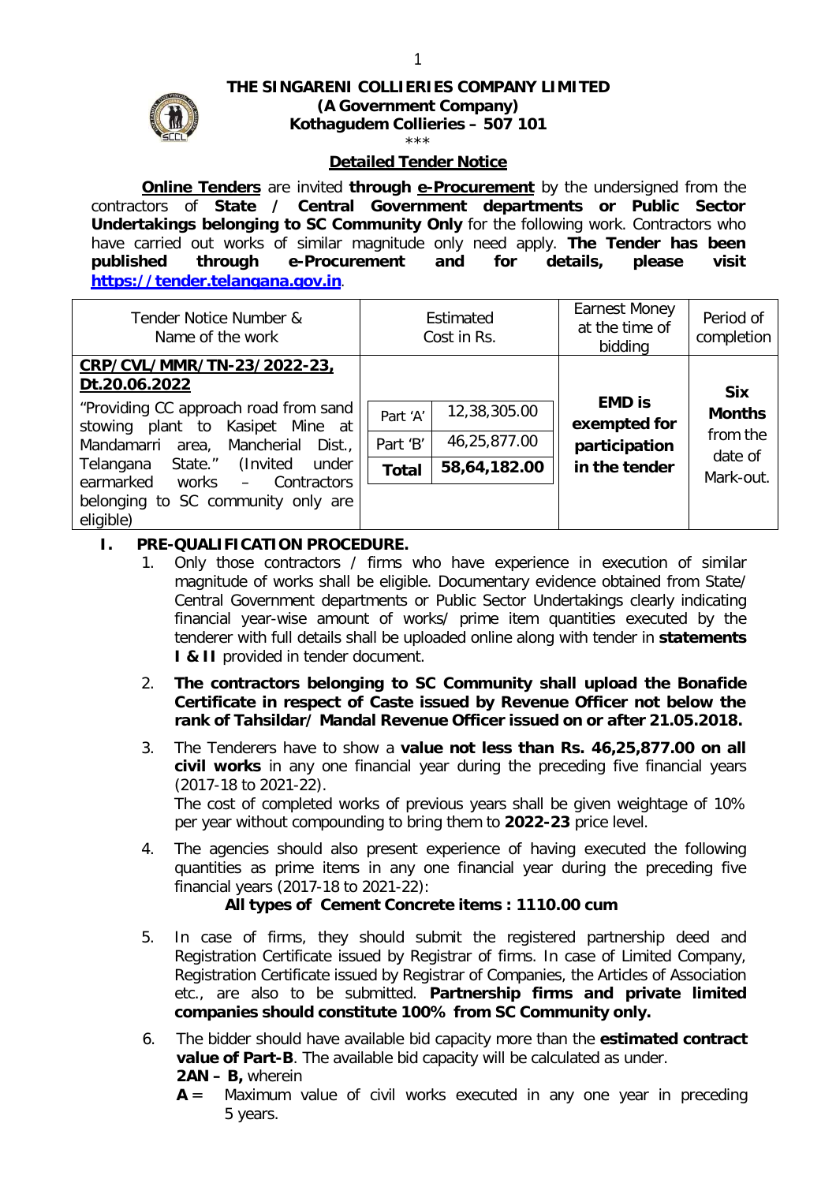**THE SINGARENI COLLIERIES COMPANY LIMITED**
**(A Government Company)**
**Kothagudem Collieries – 507 101**
\*\*\*

**Detailed Tender Notice**

**Online Tenders** are invited **through e-Procurement** by the undersigned from the contractors of **State / Central Government departments or Public Sector Undertakings belonging to SC Community Only** for the following work. Contractors who have carried out works of similar magnitude only need apply. **The Tender has been published through e-Procurement and for details, please visit https://tender.telangana.gov.in**.

| Tender Notice Number & Name of the work | Estimated Cost in Rs. | | Earnest Money at the time of bidding | Period of completion |
|---|---|---|---|---|
| **CRP/CVL/MMR/TN-23/2022-23, Dt.20.06.2022** "Providing CC approach road from sand stowing plant to Kasipet Mine at Mandamarri area, Mancherial Dist., Telangana State." (Invited under earmarked works – Contractors belonging to SC community only are eligible) | Part 'A' | 12,38,305.00 | **EMD is exempted for participation in the tender** | **Six Months** from the date of Mark-out. |
| | Part 'B' | 46,25,877.00 | | |
| | **Total** | **58,64,182.00** | | |

**I. PRE-QUALIFICATION PROCEDURE.**

1. Only those contractors / firms who have experience in execution of similar magnitude of works shall be eligible. Documentary evidence obtained from State/ Central Government departments or Public Sector Undertakings clearly indicating financial year-wise amount of works/ prime item quantities executed by the tenderer with full details shall be uploaded online along with tender in **statements I & II** provided in tender document.

2. **The contractors belonging to SC Community shall upload the Bonafide Certificate in respect of Caste issued by Revenue Officer not below the rank of Tahsildar/ Mandal Revenue Officer issued on or after 21.05.2018.**

3. The Tenderers have to show a **value not less than Rs. 46,25,877.00 on all civil works** in any one financial year during the preceding five financial years (2017-18 to 2021-22).
   The cost of completed works of previous years shall be given weightage of 10% per year without compounding to bring them to **2022-23** price level.

4. The agencies should also present experience of having executed the following quantities as prime items in any one financial year during the preceding five financial years (2017-18 to 2021-22):
   **All types of Cement Concrete items : 1110.00 cum**

5. In case of firms, they should submit the registered partnership deed and Registration Certificate issued by Registrar of firms. In case of Limited Company, Registration Certificate issued by Registrar of Companies, the Articles of Association etc., are also to be submitted. **Partnership firms and private limited companies should constitute 100% from SC Community only.**

6. The bidder should have available bid capacity more than the **estimated contract value of Part-B**. The available bid capacity will be calculated as under.
   **2AN – B,** wherein
   **A** = Maximum value of civil works executed in any one year in preceding 5 years.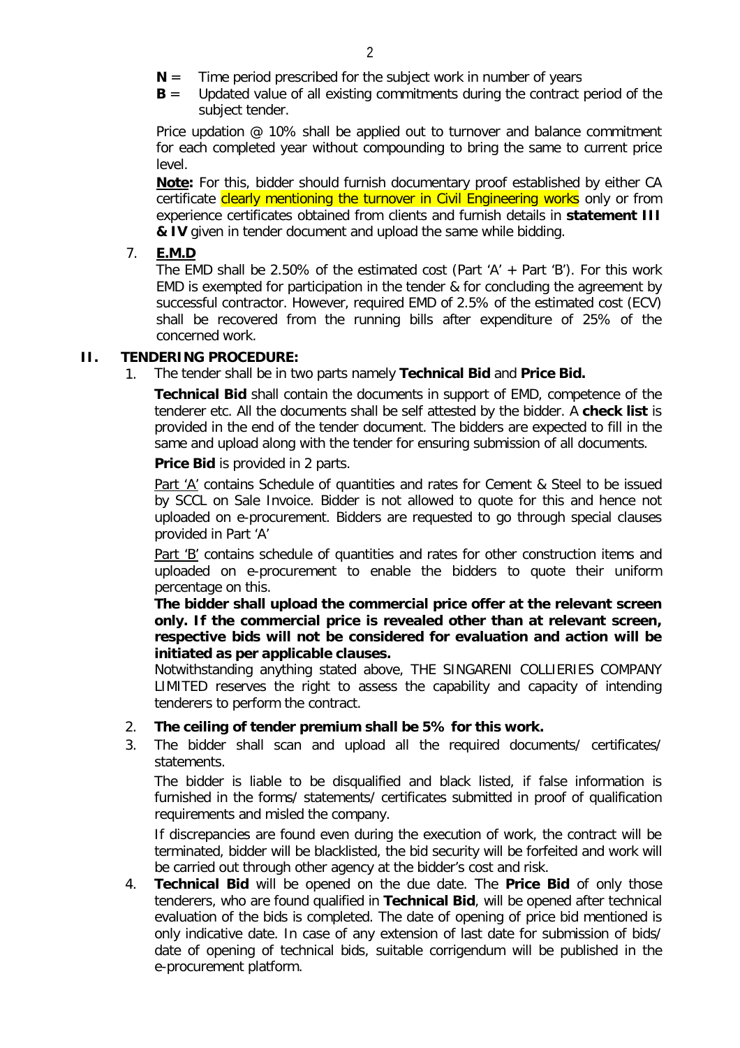**N** = Time period prescribed for the subject work in number of years

**B** = Updated value of all existing commitments during the contract period of the subject tender.

Price updation @ 10% shall be applied out to turnover and balance commitment for each completed year without compounding to bring the same to current price level.

**Note:** For this, bidder should furnish documentary proof established by either CA certificate clearly mentioning the turnover in Civil Engineering works only or from experience certificates obtained from clients and furnish details in **statement III & IV** given in tender document and upload the same while bidding.

7. **E.M.D**

   The EMD shall be 2.50% of the estimated cost (Part 'A' + Part 'B'). For this work EMD is exempted for participation in the tender & for concluding the agreement by successful contractor. However, required EMD of 2.5% of the estimated cost (ECV) shall be recovered from the running bills after expenditure of 25% of the concerned work.

## II. TENDERING PROCEDURE:

1. The tender shall be in two parts namely **Technical Bid** and **Price Bid.**

   **Technical Bid** shall contain the documents in support of EMD, competence of the tenderer etc. All the documents shall be self attested by the bidder. A **check list** is provided in the end of the tender document. The bidders are expected to fill in the same and upload along with the tender for ensuring submission of all documents.

   **Price Bid** is provided in 2 parts.

   Part 'A' contains Schedule of quantities and rates for Cement & Steel to be issued by SCCL on Sale Invoice. Bidder is not allowed to quote for this and hence not uploaded on e-procurement. Bidders are requested to go through special clauses provided in Part 'A'

   Part 'B' contains schedule of quantities and rates for other construction items and uploaded on e-procurement to enable the bidders to quote their uniform percentage on this.

   **The bidder shall upload the commercial price offer at the relevant screen only. If the commercial price is revealed other than at relevant screen, respective bids will not be considered for evaluation and action will be initiated as per applicable clauses.**

   Notwithstanding anything stated above, THE SINGARENI COLLIERIES COMPANY LIMITED reserves the right to assess the capability and capacity of intending tenderers to perform the contract.

2. **The ceiling of tender premium shall be 5% for this work.**

3. The bidder shall scan and upload all the required documents/ certificates/ statements.

   The bidder is liable to be disqualified and black listed, if false information is furnished in the forms/ statements/ certificates submitted in proof of qualification requirements and misled the company.

   If discrepancies are found even during the execution of work, the contract will be terminated, bidder will be blacklisted, the bid security will be forfeited and work will be carried out through other agency at the bidder's cost and risk.

4. **Technical Bid** will be opened on the due date. The **Price Bid** of only those tenderers, who are found qualified in **Technical Bid**, will be opened after technical evaluation of the bids is completed. The date of opening of price bid mentioned is only indicative date. In case of any extension of last date for submission of bids/ date of opening of technical bids, suitable corrigendum will be published in the e-procurement platform.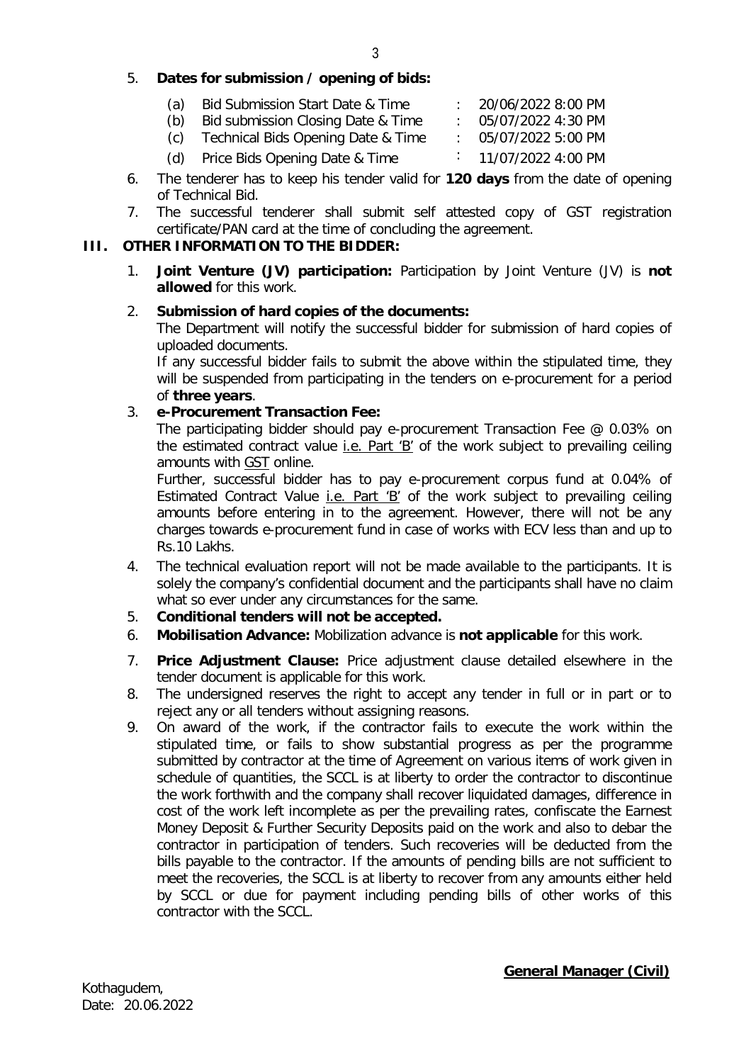5. **Dates for submission / opening of bids:**

    (a) Bid Submission Start Date & Time : 20/06/2022 8:00 PM

    (b) Bid submission Closing Date & Time : 05/07/2022 4:30 PM

    (c) Technical Bids Opening Date & Time : 05/07/2022 5:00 PM

    (d) Price Bids Opening Date & Time : 11/07/2022 4:00 PM

6. The tenderer has to keep his tender valid for **120 days** from the date of opening of Technical Bid.
7. The successful tenderer shall submit self attested copy of GST registration certificate/PAN card at the time of concluding the agreement.

## III. OTHER INFORMATION TO THE BIDDER:

1. **Joint Venture (JV) participation:** Participation by Joint Venture (JV) is **not allowed** for this work.
2. **Submission of hard copies of the documents:**
   The Department will notify the successful bidder for submission of hard copies of uploaded documents.
   If any successful bidder fails to submit the above within the stipulated time, they will be suspended from participating in the tenders on e-procurement for a period of **three years**.
3. **e-Procurement Transaction Fee:**
   The participating bidder should pay e-procurement Transaction Fee @ 0.03% on the estimated contract value i.e. Part 'B' of the work subject to prevailing ceiling amounts with GST online.
   Further, successful bidder has to pay e-procurement corpus fund at 0.04% of Estimated Contract Value i.e. Part 'B' of the work subject to prevailing ceiling amounts before entering in to the agreement. However, there will not be any charges towards e-procurement fund in case of works with ECV less than and up to Rs.10 Lakhs.
4. The technical evaluation report will not be made available to the participants. It is solely the company's confidential document and the participants shall have no claim what so ever under any circumstances for the same.
5. **Conditional tenders will not be accepted.**
6. **Mobilisation Advance:** Mobilization advance is **not applicable** for this work.
7. **Price Adjustment Clause:** Price adjustment clause detailed elsewhere in the tender document is applicable for this work.
8. The undersigned reserves the right to accept any tender in full or in part or to reject any or all tenders without assigning reasons.
9. On award of the work, if the contractor fails to execute the work within the stipulated time, or fails to show substantial progress as per the programme submitted by contractor at the time of Agreement on various items of work given in schedule of quantities, the SCCL is at liberty to order the contractor to discontinue the work forthwith and the company shall recover liquidated damages, difference in cost of the work left incomplete as per the prevailing rates, confiscate the Earnest Money Deposit & Further Security Deposits paid on the work and also to debar the contractor in participation of tenders. Such recoveries will be deducted from the bills payable to the contractor. If the amounts of pending bills are not sufficient to meet the recoveries, the SCCL is at liberty to recover from any amounts either held by SCCL or due for payment including pending bills of other works of this contractor with the SCCL.

**General Manager (Civil)**

Kothagudem,
Date: 20.06.2022